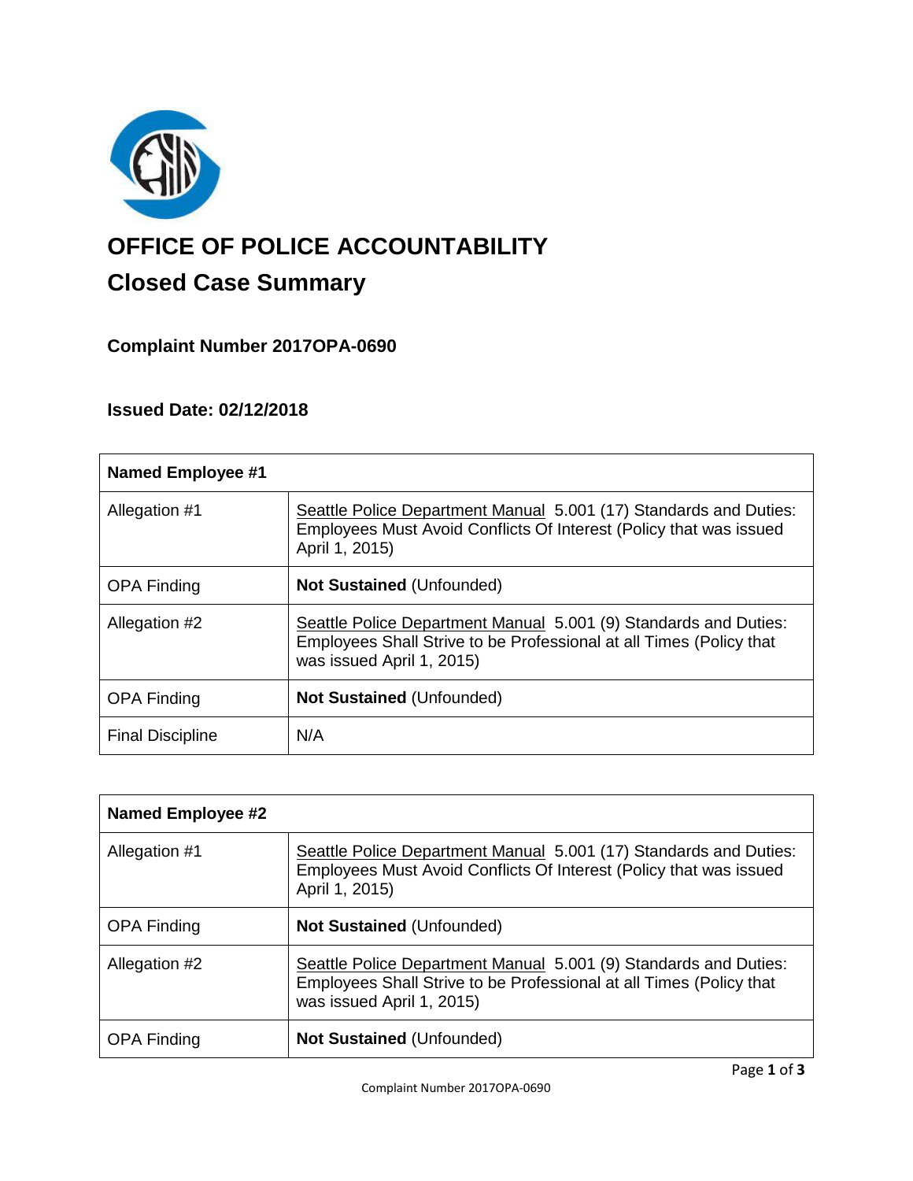# OFFICE OF POLICE ACCOUNTABILITY

## Closed Case Summary

### Complaint Number 2017OPA-0690

### Issued Date: 02/12/2018

| **Named Employee #1** | |
|---|---|
| Allegation #1 | Seattle Police Department Manual 5.001 (17) Standards and Duties: Employees Must Avoid Conflicts Of Interest (Policy that was issued April 1, 2015) |
| OPA Finding | **Not Sustained** (Unfounded) |
| Allegation #2 | Seattle Police Department Manual 5.001 (9) Standards and Duties: Employees Shall Strive to be Professional at all Times (Policy that was issued April 1, 2015) |
| OPA Finding | **Not Sustained** (Unfounded) |
| Final Discipline | N/A |

| **Named Employee #2** | |
|---|---|
| Allegation #1 | Seattle Police Department Manual 5.001 (17) Standards and Duties: Employees Must Avoid Conflicts Of Interest (Policy that was issued April 1, 2015) |
| OPA Finding | **Not Sustained** (Unfounded) |
| Allegation #2 | Seattle Police Department Manual 5.001 (9) Standards and Duties: Employees Shall Strive to be Professional at all Times (Policy that was issued April 1, 2015) |
| OPA Finding | **Not Sustained** (Unfounded) |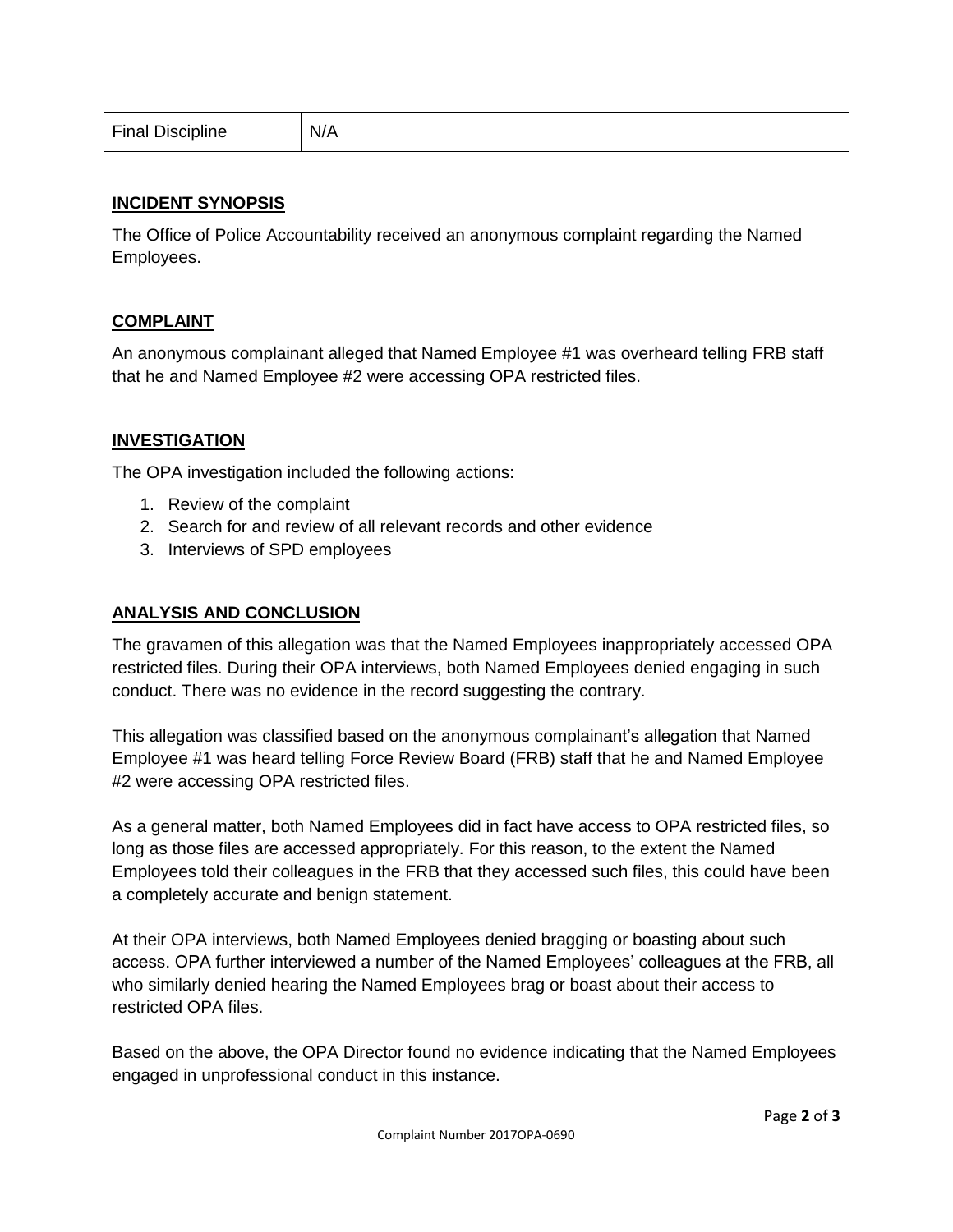| Final Discipline | N/A |
|---|---|

## INCIDENT SYNOPSIS

The Office of Police Accountability received an anonymous complaint regarding the Named Employees.

## COMPLAINT

An anonymous complainant alleged that Named Employee #1 was overheard telling FRB staff that he and Named Employee #2 were accessing OPA restricted files.

## INVESTIGATION

The OPA investigation included the following actions:

1. Review of the complaint
2. Search for and review of all relevant records and other evidence
3. Interviews of SPD employees

## ANALYSIS AND CONCLUSION

The gravamen of this allegation was that the Named Employees inappropriately accessed OPA restricted files. During their OPA interviews, both Named Employees denied engaging in such conduct. There was no evidence in the record suggesting the contrary.

This allegation was classified based on the anonymous complainant's allegation that Named Employee #1 was heard telling Force Review Board (FRB) staff that he and Named Employee #2 were accessing OPA restricted files.

As a general matter, both Named Employees did in fact have access to OPA restricted files, so long as those files are accessed appropriately. For this reason, to the extent the Named Employees told their colleagues in the FRB that they accessed such files, this could have been a completely accurate and benign statement.

At their OPA interviews, both Named Employees denied bragging or boasting about such access. OPA further interviewed a number of the Named Employees' colleagues at the FRB, all who similarly denied hearing the Named Employees brag or boast about their access to restricted OPA files.

Based on the above, the OPA Director found no evidence indicating that the Named Employees engaged in unprofessional conduct in this instance.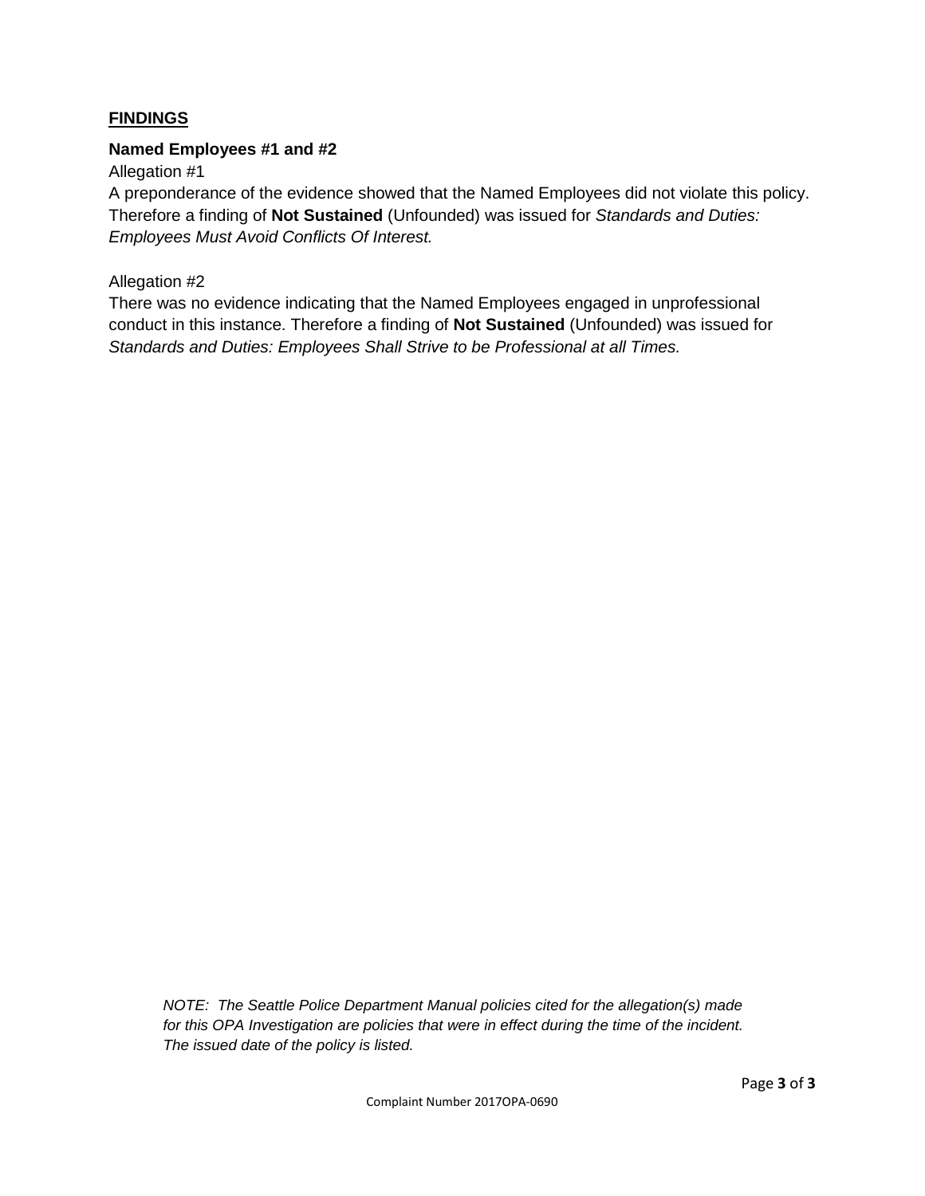## FINDINGS

**Named Employees #1 and #2**

Allegation #1

A preponderance of the evidence showed that the Named Employees did not violate this policy. Therefore a finding of **Not Sustained** (Unfounded) was issued for *Standards and Duties: Employees Must Avoid Conflicts Of Interest.*

Allegation #2

There was no evidence indicating that the Named Employees engaged in unprofessional conduct in this instance. Therefore a finding of **Not Sustained** (Unfounded) was issued for *Standards and Duties: Employees Shall Strive to be Professional at all Times.*

*NOTE: The Seattle Police Department Manual policies cited for the allegation(s) made for this OPA Investigation are policies that were in effect during the time of the incident. The issued date of the policy is listed.*